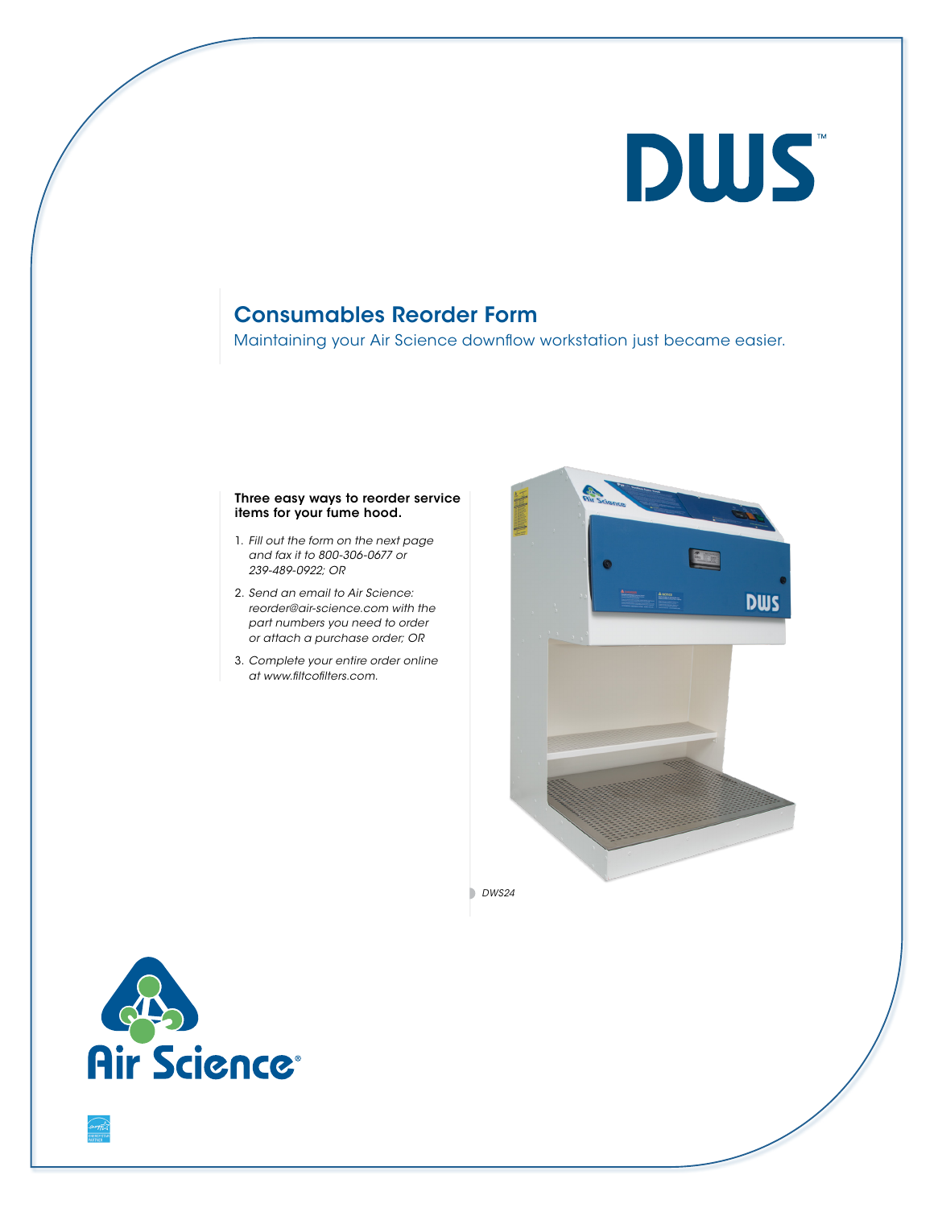# DWS™

## Consumables Reorder Form

Maintaining your Air Science downflow workstation just became easier.

**Three easy ways to reorder service items for your fume hood.**

1. *Fill out the form on the next page and fax it to 800-306-0677 or 239-489-0922; OR*
2. *Send an email to Air Science: reorder@air-science.com with the part numbers you need to order or attach a purchase order; OR*
3. *Complete your entire order online at www.filtcofilters.com.*

*DWS24*

Air Science®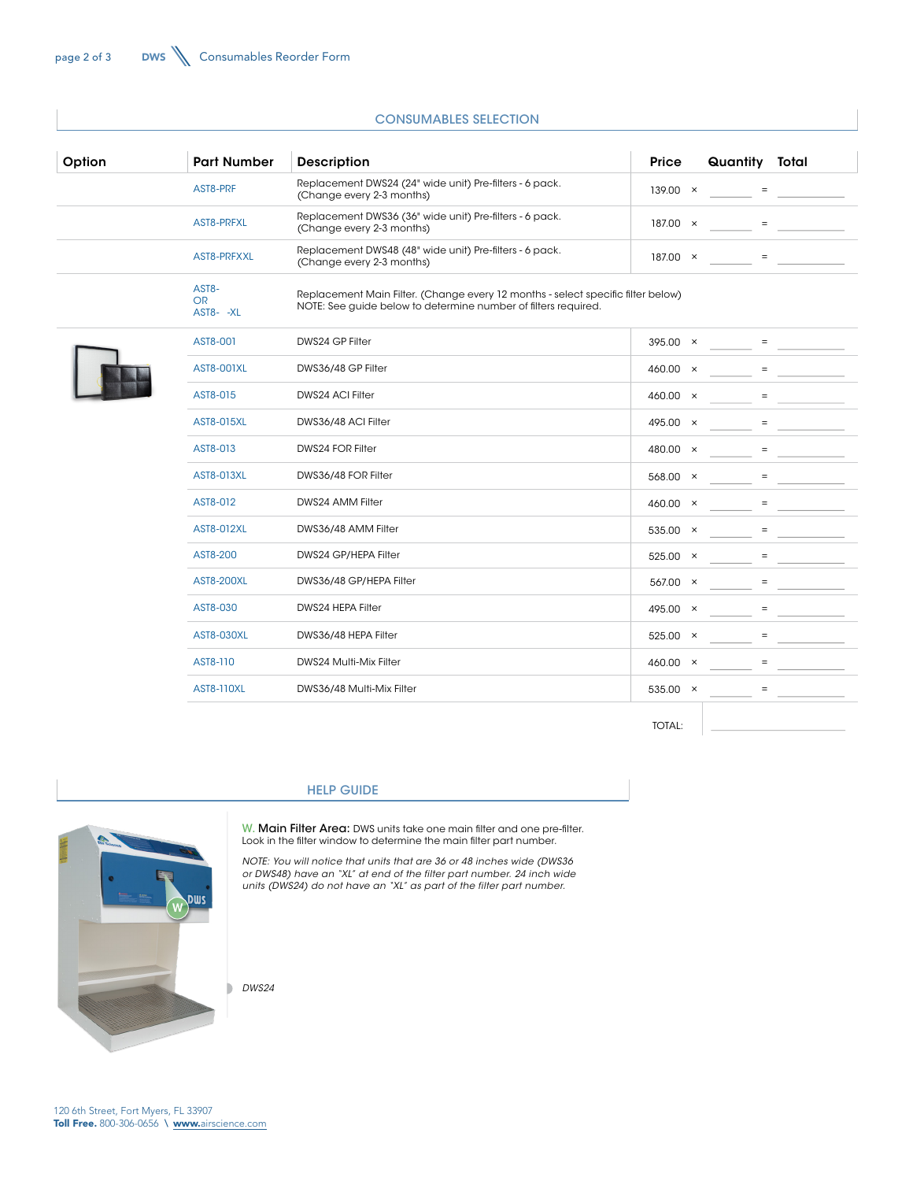## CONSUMABLES SELECTION

| Option | Part Number | Description | Price | | Quantity | | Total |
|---|---|---|---|---|---|---|---|
| | AST8-PRF | Replacement DWS24 (24" wide unit) Pre-filters - 6 pack. (Change every 2-3 months) | 139.00 | × | | = | |
| | AST8-PRFXL | Replacement DWS36 (36" wide unit) Pre-filters - 6 pack. (Change every 2-3 months) | 187.00 | × | | = | |
| | AST8-PRFXXL | Replacement DWS48 (48" wide unit) Pre-filters - 6 pack. (Change every 2-3 months) | 187.00 | × | | = | |
| | AST8- OR AST8- -XL | Replacement Main Filter. (Change every 12 months - select specific filter below) NOTE: See guide below to determine number of filters required. | | | | | |
| | AST8-001 | DWS24 GP Filter | 395.00 | × | | = | |
| | AST8-001XL | DWS36/48 GP Filter | 460.00 | × | | = | |
| | AST8-015 | DWS24 ACI Filter | 460.00 | × | | = | |
| | AST8-015XL | DWS36/48 ACI Filter | 495.00 | × | | = | |
| | AST8-013 | DWS24 FOR Filter | 480.00 | × | | = | |
| | AST8-013XL | DWS36/48 FOR Filter | 568.00 | × | | = | |
| | AST8-012 | DWS24 AMM Filter | 460.00 | × | | = | |
| | AST8-012XL | DWS36/48 AMM Filter | 535.00 | × | | = | |
| | AST8-200 | DWS24 GP/HEPA Filter | 525.00 | × | | = | |
| | AST8-200XL | DWS36/48 GP/HEPA Filter | 567.00 | × | | = | |
| | AST8-030 | DWS24 HEPA Filter | 495.00 | × | | = | |
| | AST8-030XL | DWS36/48 HEPA Filter | 525.00 | × | | = | |
| | AST8-110 | DWS24 Multi-Mix Filter | 460.00 | × | | = | |
| | AST8-110XL | DWS36/48 Multi-Mix Filter | 535.00 | × | | = | |
| | | | TOTAL: | | | | |

## HELP GUIDE

W. **Main Filter Area:** DWS units take one main filter and one pre-filter. Look in the filter window to determine the main filter part number.

*NOTE: You will notice that units that are 36 or 48 inches wide (DWS36 or DWS48) have an "XL" at end of the filter part number. 24 inch wide units (DWS24) do not have an "XL" as part of the filter part number.*

*DWS24*

120 6th Street, Fort Myers, FL 33907
**Toll Free.** 800-306-0656 \ **www.**airscience.com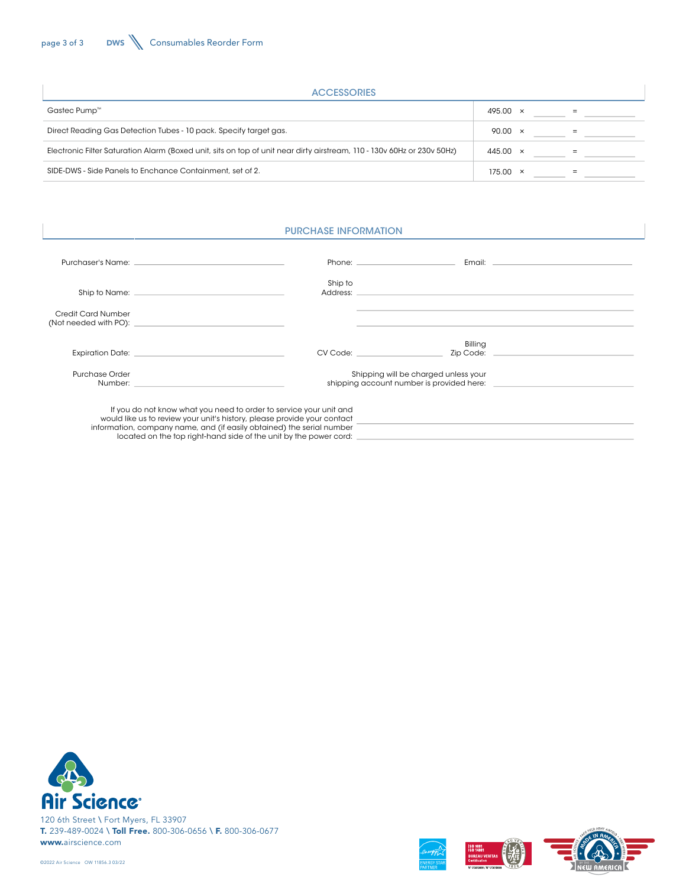## ACCESSORIES

| | | | | | |
|---|---|---|---|---|---|
| Gastec Pump™ | 495.00 | × | ______ | = | ______ |
| Direct Reading Gas Detection Tubes - 10 pack. Specify target gas. | 90.00 | × | ______ | = | ______ |
| Electronic Filter Saturation Alarm (Boxed unit, sits on top of unit near dirty airstream, 110 - 130v 60Hz or 230v 50Hz) | 445.00 | × | ______ | = | ______ |
| SIDE-DWS - Side Panels to Enchance Containment, set of 2. | 175.00 | × | ______ | = | ______ |

## PURCHASE INFORMATION

Purchaser's Name: ______________________ Phone: ______________ Email: ______________________

Ship to Name: ______________________ Ship to Address: ______________________________________

______________________________________

Credit Card Number (Not needed with PO): ______________________ ______________________________________

Expiration Date: ______________________ CV Code: ______________ Billing Zip Code: ______________________

Purchase Order Number: ______________________ Shipping will be charged unless your shipping account number is provided here: ______________________

If you do not know what you need to order to service your unit and would like us to review your unit's history, please provide your contact information, company name, and (if easily obtained) the serial number located on the top right-hand side of the unit by the power cord: ______________________________________

______________________________________

Air Science®

120 6th Street \ Fort Myers, FL 33907

**T.** 239-489-0024 \ **Toll Free.** 800-306-0656 \ **F.** 800-306-0677

**www.**airscience.com

©2022 Air Science OW 11856.3 03/22